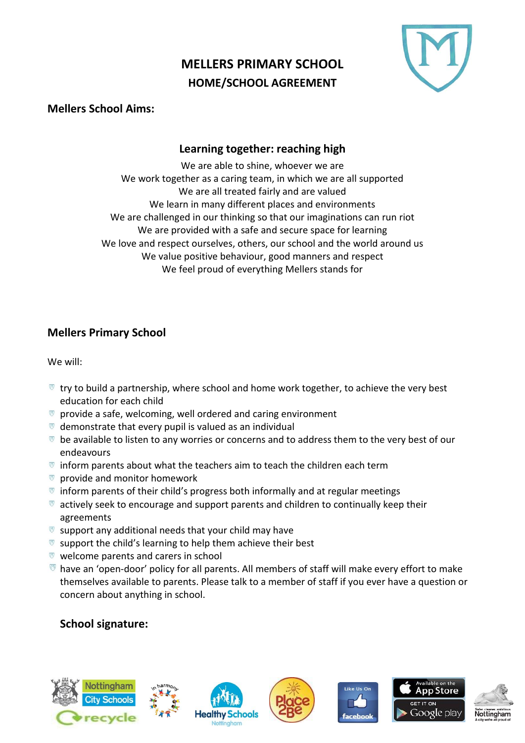# MELLERS PRIMARY SCHOOL
## HOME/SCHOOL AGREEMENT

**Mellers School Aims:**

### Learning together: reaching high

We are able to shine, whoever we are
We work together as a caring team, in which we are all supported
We are all treated fairly and are valued
We learn in many different places and environments
We are challenged in our thinking so that our imaginations can run riot
We are provided with a safe and secure space for learning
We love and respect ourselves, others, our school and the world around us
We value positive behaviour, good manners and respect
We feel proud of everything Mellers stands for

## Mellers Primary School

We will:

- try to build a partnership, where school and home work together, to achieve the very best education for each child
- provide a safe, welcoming, well ordered and caring environment
- demonstrate that every pupil is valued as an individual
- be available to listen to any worries or concerns and to address them to the very best of our endeavours
- inform parents about what the teachers aim to teach the children each term
- provide and monitor homework
- inform parents of their child's progress both informally and at regular meetings
- actively seek to encourage and support parents and children to continually keep their agreements
- support any additional needs that your child may have
- support the child's learning to help them achieve their best
- welcome parents and carers in school
- have an 'open-door' policy for all parents. All members of staff will make every effort to make themselves available to parents. Please talk to a member of staff if you ever have a question or concern about anything in school.

**School signature:**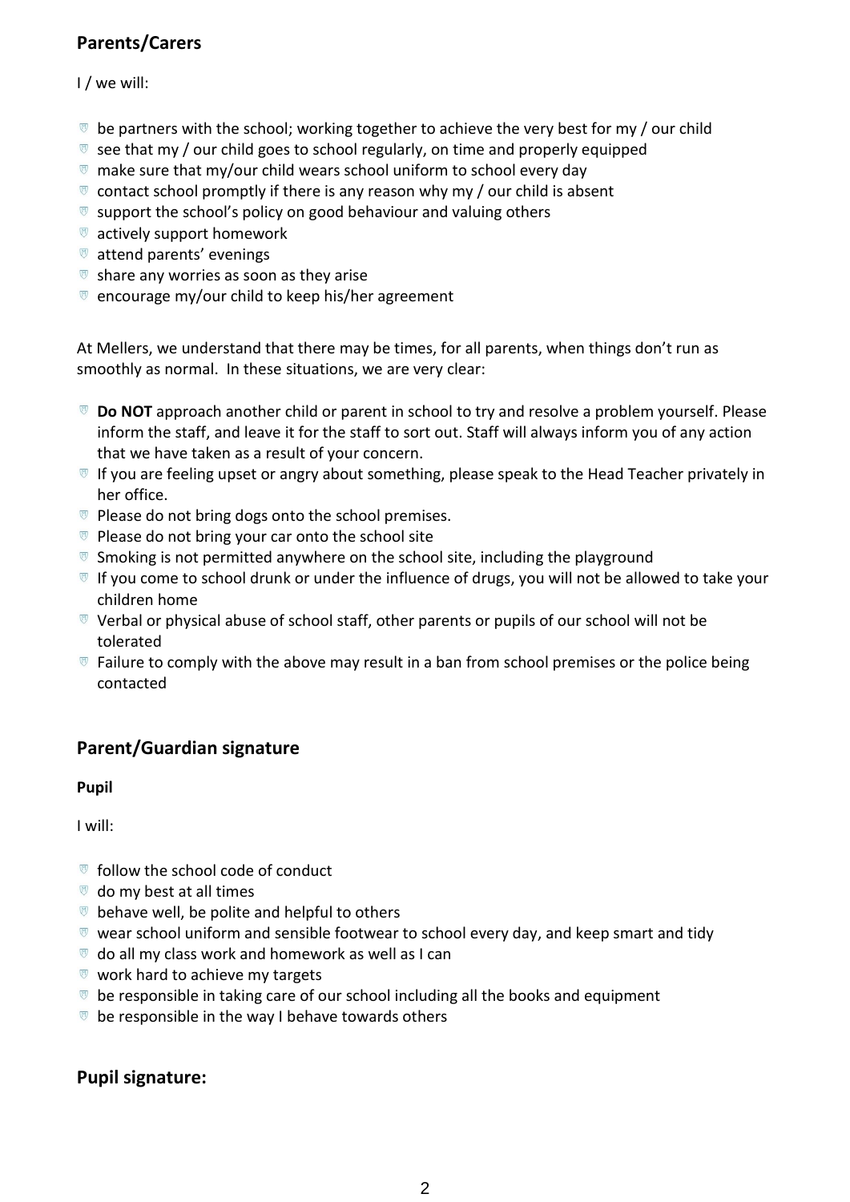## Parents/Carers

I / we will:

- be partners with the school; working together to achieve the very best for my / our child
- see that my / our child goes to school regularly, on time and properly equipped
- make sure that my/our child wears school uniform to school every day
- contact school promptly if there is any reason why my / our child is absent
- support the school's policy on good behaviour and valuing others
- actively support homework
- attend parents' evenings
- share any worries as soon as they arise
- encourage my/our child to keep his/her agreement

At Mellers, we understand that there may be times, for all parents, when things don't run as smoothly as normal. In these situations, we are very clear:

- **Do NOT** approach another child or parent in school to try and resolve a problem yourself. Please inform the staff, and leave it for the staff to sort out. Staff will always inform you of any action that we have taken as a result of your concern.
- If you are feeling upset or angry about something, please speak to the Head Teacher privately in her office.
- Please do not bring dogs onto the school premises.
- Please do not bring your car onto the school site
- Smoking is not permitted anywhere on the school site, including the playground
- If you come to school drunk or under the influence of drugs, you will not be allowed to take your children home
- Verbal or physical abuse of school staff, other parents or pupils of our school will not be tolerated
- Failure to comply with the above may result in a ban from school premises or the police being contacted

## Parent/Guardian signature

**Pupil**

I will:

- follow the school code of conduct
- do my best at all times
- behave well, be polite and helpful to others
- wear school uniform and sensible footwear to school every day, and keep smart and tidy
- do all my class work and homework as well as I can
- work hard to achieve my targets
- be responsible in taking care of our school including all the books and equipment
- be responsible in the way I behave towards others

## Pupil signature: